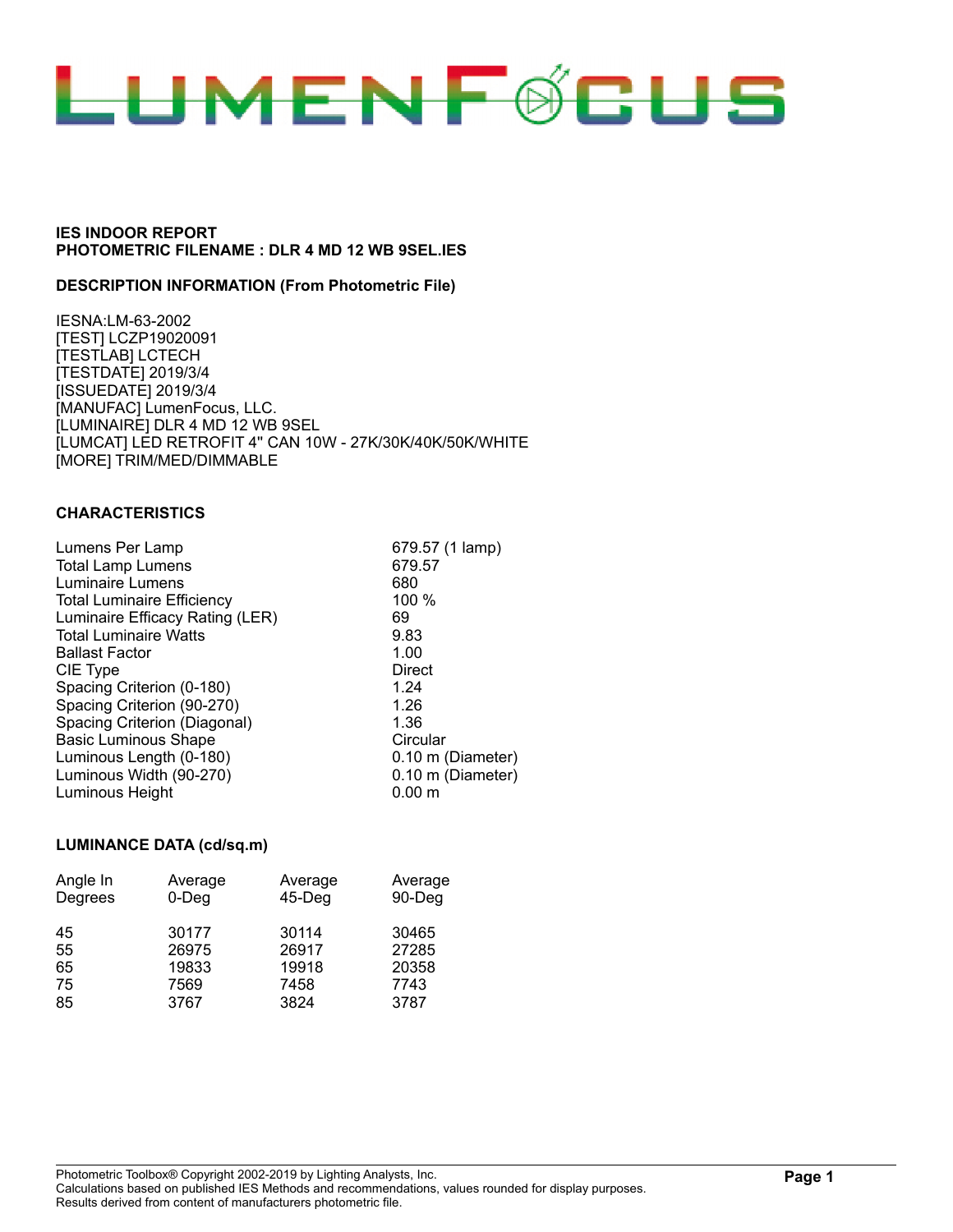# LUMENFOCUS

**IES INDOOR REPORT**
**PHOTOMETRIC FILENAME : DLR 4 MD 12 WB 9SEL.IES**

**DESCRIPTION INFORMATION (From Photometric File)**

IESNA:LM-63-2002
[TEST] LCZP19020091
[TESTLAB] LCTECH
[TESTDATE] 2019/3/4
[ISSUEDATE] 2019/3/4
[MANUFAC] LumenFocus, LLC.
[LUMINAIRE] DLR 4 MD 12 WB 9SEL
[LUMCAT] LED RETROFIT 4" CAN 10W - 27K/30K/40K/50K/WHITE
[MORE] TRIM/MED/DIMMABLE

**CHARACTERISTICS**

| | |
|---|---|
| Lumens Per Lamp | 679.57 (1 lamp) |
| Total Lamp Lumens | 679.57 |
| Luminaire Lumens | 680 |
| Total Luminaire Efficiency | 100 % |
| Luminaire Efficacy Rating (LER) | 69 |
| Total Luminaire Watts | 9.83 |
| Ballast Factor | 1.00 |
| CIE Type | Direct |
| Spacing Criterion (0-180) | 1.24 |
| Spacing Criterion (90-270) | 1.26 |
| Spacing Criterion (Diagonal) | 1.36 |
| Basic Luminous Shape | Circular |
| Luminous Length (0-180) | 0.10 m (Diameter) |
| Luminous Width (90-270) | 0.10 m (Diameter) |
| Luminous Height | 0.00 m |

**LUMINANCE DATA (cd/sq.m)**

| Angle In Degrees | Average 0-Deg | Average 45-Deg | Average 90-Deg |
|---|---|---|---|
| 45 | 30177 | 30114 | 30465 |
| 55 | 26975 | 26917 | 27285 |
| 65 | 19833 | 19918 | 20358 |
| 75 | 7569 | 7458 | 7743 |
| 85 | 3767 | 3824 | 3787 |

Photometric Toolbox® Copyright 2002-2019 by Lighting Analysts, Inc.
Calculations based on published IES Methods and recommendations, values rounded for display purposes.
Results derived from content of manufacturers photometric file.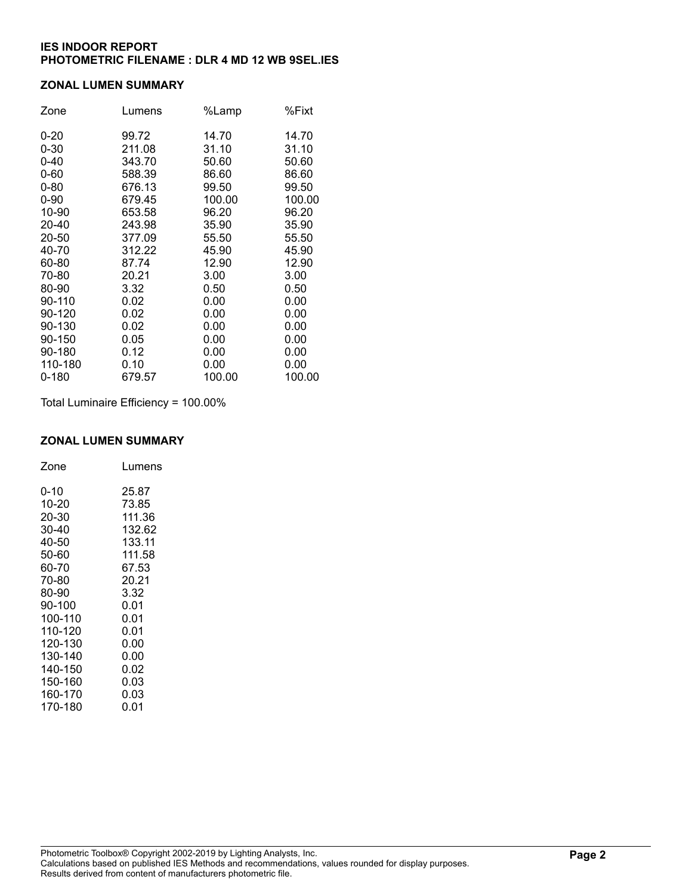**IES INDOOR REPORT**
**PHOTOMETRIC FILENAME : DLR 4 MD 12 WB 9SEL.IES**

### ZONAL LUMEN SUMMARY

| Zone | Lumens | %Lamp | %Fixt |
|---|---|---|---|
| 0-20 | 99.72 | 14.70 | 14.70 |
| 0-30 | 211.08 | 31.10 | 31.10 |
| 0-40 | 343.70 | 50.60 | 50.60 |
| 0-60 | 588.39 | 86.60 | 86.60 |
| 0-80 | 676.13 | 99.50 | 99.50 |
| 0-90 | 679.45 | 100.00 | 100.00 |
| 10-90 | 653.58 | 96.20 | 96.20 |
| 20-40 | 243.98 | 35.90 | 35.90 |
| 20-50 | 377.09 | 55.50 | 55.50 |
| 40-70 | 312.22 | 45.90 | 45.90 |
| 60-80 | 87.74 | 12.90 | 12.90 |
| 70-80 | 20.21 | 3.00 | 3.00 |
| 80-90 | 3.32 | 0.50 | 0.50 |
| 90-110 | 0.02 | 0.00 | 0.00 |
| 90-120 | 0.02 | 0.00 | 0.00 |
| 90-130 | 0.02 | 0.00 | 0.00 |
| 90-150 | 0.05 | 0.00 | 0.00 |
| 90-180 | 0.12 | 0.00 | 0.00 |
| 110-180 | 0.10 | 0.00 | 0.00 |
| 0-180 | 679.57 | 100.00 | 100.00 |

Total Luminaire Efficiency = 100.00%

### ZONAL LUMEN SUMMARY

| Zone | Lumens |
|---|---|
| 0-10 | 25.87 |
| 10-20 | 73.85 |
| 20-30 | 111.36 |
| 30-40 | 132.62 |
| 40-50 | 133.11 |
| 50-60 | 111.58 |
| 60-70 | 67.53 |
| 70-80 | 20.21 |
| 80-90 | 3.32 |
| 90-100 | 0.01 |
| 100-110 | 0.01 |
| 110-120 | 0.01 |
| 120-130 | 0.00 |
| 130-140 | 0.00 |
| 140-150 | 0.02 |
| 150-160 | 0.03 |
| 160-170 | 0.03 |
| 170-180 | 0.01 |

Photometric Toolbox® Copyright 2002-2019 by Lighting Analysts, Inc.
Calculations based on published IES Methods and recommendations, values rounded for display purposes.
Results derived from content of manufacturers photometric file.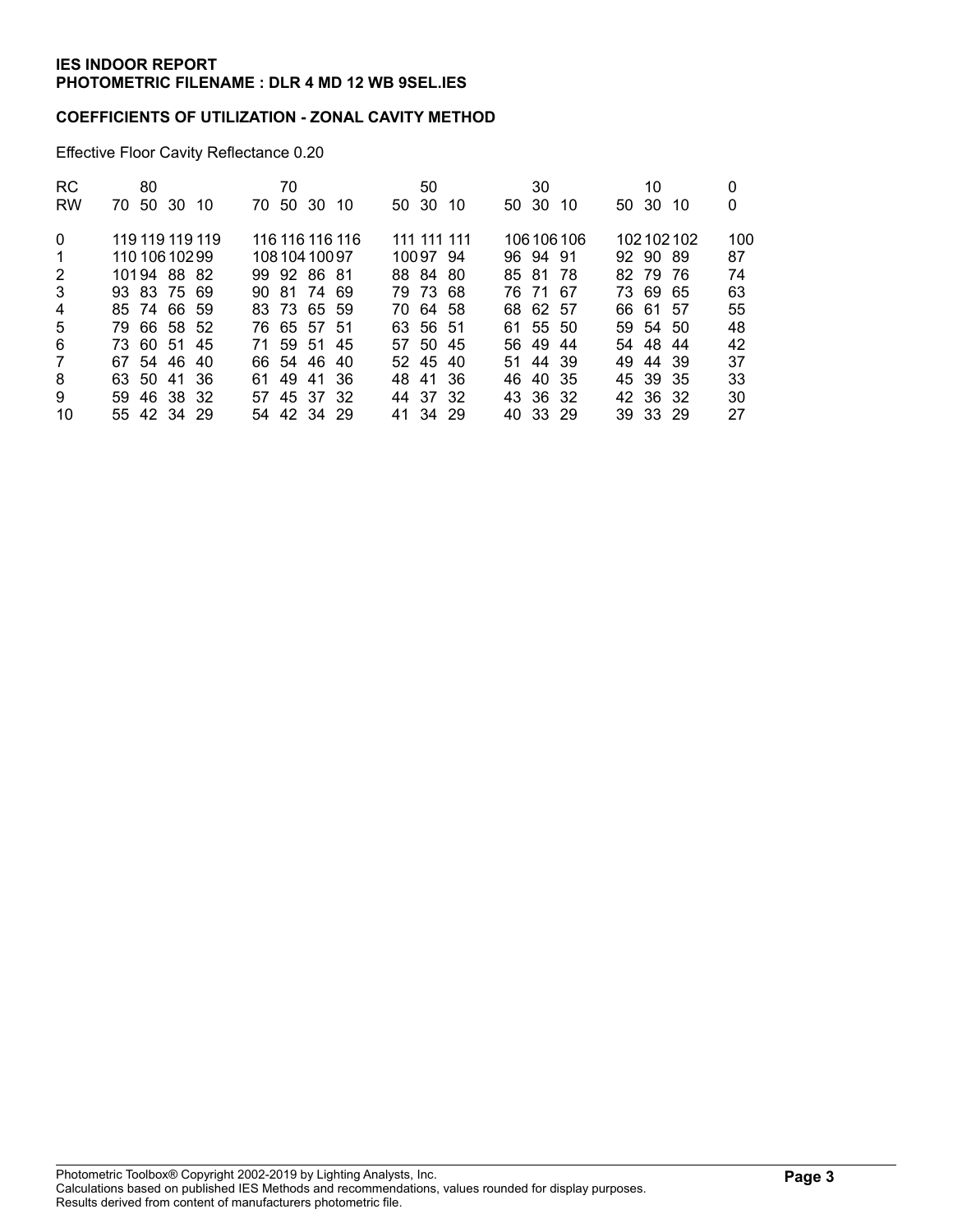**IES INDOOR REPORT**
**PHOTOMETRIC FILENAME : DLR 4 MD 12 WB 9SEL.IES**

**COEFFICIENTS OF UTILIZATION - ZONAL CAVITY METHOD**

Effective Floor Cavity Reflectance 0.20

| RC | 80 | | | | 70 | | | | 50 | | | 30 | | | 10 | | | 0 |
|---|---|---|---|---|---|---|---|---|---|---|---|---|---|---|---|---|---|---|
| RW | 70 | 50 | 30 | 10 | 70 | 50 | 30 | 10 | 50 | 30 | 10 | 50 | 30 | 10 | 50 | 30 | 10 | 0 |
| 0 | 119 | 119 | 119 | 119 | 116 | 116 | 116 | 116 | 111 | 111 | 111 | 106 | 106 | 106 | 102 | 102 | 102 | 100 |
| 1 | 110 | 106 | 102 | 99 | 108 | 104 | 100 | 97 | 100 | 97 | 94 | 96 | 94 | 91 | 92 | 90 | 89 | 87 |
| 2 | 101 | 94 | 88 | 82 | 99 | 92 | 86 | 81 | 88 | 84 | 80 | 85 | 81 | 78 | 82 | 79 | 76 | 74 |
| 3 | 93 | 83 | 75 | 69 | 90 | 81 | 74 | 69 | 79 | 73 | 68 | 76 | 71 | 67 | 73 | 69 | 65 | 63 |
| 4 | 85 | 74 | 66 | 59 | 83 | 73 | 65 | 59 | 70 | 64 | 58 | 68 | 62 | 57 | 66 | 61 | 57 | 55 |
| 5 | 79 | 66 | 58 | 52 | 76 | 65 | 57 | 51 | 63 | 56 | 51 | 61 | 55 | 50 | 59 | 54 | 50 | 48 |
| 6 | 73 | 60 | 51 | 45 | 71 | 59 | 51 | 45 | 57 | 50 | 45 | 56 | 49 | 44 | 54 | 48 | 44 | 42 |
| 7 | 67 | 54 | 46 | 40 | 66 | 54 | 46 | 40 | 52 | 45 | 40 | 51 | 44 | 39 | 49 | 44 | 39 | 37 |
| 8 | 63 | 50 | 41 | 36 | 61 | 49 | 41 | 36 | 48 | 41 | 36 | 46 | 40 | 35 | 45 | 39 | 35 | 33 |
| 9 | 59 | 46 | 38 | 32 | 57 | 45 | 37 | 32 | 44 | 37 | 32 | 43 | 36 | 32 | 42 | 36 | 32 | 30 |
| 10 | 55 | 42 | 34 | 29 | 54 | 42 | 34 | 29 | 41 | 34 | 29 | 40 | 33 | 29 | 39 | 33 | 29 | 27 |

Photometric Toolbox® Copyright 2002-2019 by Lighting Analysts, Inc.
Calculations based on published IES Methods and recommendations, values rounded for display purposes.
Results derived from content of manufacturers photometric file.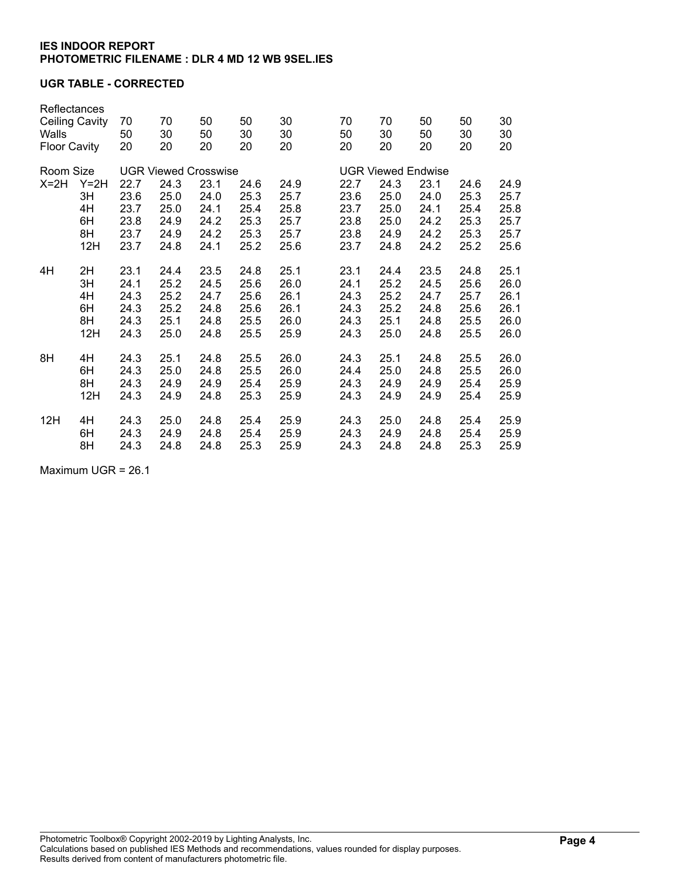**IES INDOOR REPORT**
**PHOTOMETRIC FILENAME : DLR 4 MD 12 WB 9SEL.IES**

**UGR TABLE - CORRECTED**

| Reflectances | | | | | | | | | | | |
|---|---|---|---|---|---|---|---|---|---|---|---|
| Ceiling Cavity | | 70 | 70 | 50 | 50 | 30 | 70 | 70 | 50 | 50 | 30 |
| Walls | | 50 | 30 | 50 | 30 | 30 | 50 | 30 | 50 | 30 | 30 |
| Floor Cavity | | 20 | 20 | 20 | 20 | 20 | 20 | 20 | 20 | 20 | 20 |
| Room Size | | UGR Viewed Crosswise | | | | | UGR Viewed Endwise | | | | |
| X=2H | Y=2H | 22.7 | 24.3 | 23.1 | 24.6 | 24.9 | 22.7 | 24.3 | 23.1 | 24.6 | 24.9 |
| | 3H | 23.6 | 25.0 | 24.0 | 25.3 | 25.7 | 23.6 | 25.0 | 24.0 | 25.3 | 25.7 |
| | 4H | 23.7 | 25.0 | 24.1 | 25.4 | 25.8 | 23.7 | 25.0 | 24.1 | 25.4 | 25.8 |
| | 6H | 23.8 | 24.9 | 24.2 | 25.3 | 25.7 | 23.8 | 25.0 | 24.2 | 25.3 | 25.7 |
| | 8H | 23.7 | 24.9 | 24.2 | 25.3 | 25.7 | 23.8 | 24.9 | 24.2 | 25.3 | 25.7 |
| | 12H | 23.7 | 24.8 | 24.1 | 25.2 | 25.6 | 23.7 | 24.8 | 24.2 | 25.2 | 25.6 |
| 4H | 2H | 23.1 | 24.4 | 23.5 | 24.8 | 25.1 | 23.1 | 24.4 | 23.5 | 24.8 | 25.1 |
| | 3H | 24.1 | 25.2 | 24.5 | 25.6 | 26.0 | 24.1 | 25.2 | 24.5 | 25.6 | 26.0 |
| | 4H | 24.3 | 25.2 | 24.7 | 25.6 | 26.1 | 24.3 | 25.2 | 24.7 | 25.7 | 26.1 |
| | 6H | 24.3 | 25.2 | 24.8 | 25.6 | 26.1 | 24.3 | 25.2 | 24.8 | 25.6 | 26.1 |
| | 8H | 24.3 | 25.1 | 24.8 | 25.5 | 26.0 | 24.3 | 25.1 | 24.8 | 25.5 | 26.0 |
| | 12H | 24.3 | 25.0 | 24.8 | 25.5 | 25.9 | 24.3 | 25.0 | 24.8 | 25.5 | 26.0 |
| 8H | 4H | 24.3 | 25.1 | 24.8 | 25.5 | 26.0 | 24.3 | 25.1 | 24.8 | 25.5 | 26.0 |
| | 6H | 24.3 | 25.0 | 24.8 | 25.5 | 26.0 | 24.4 | 25.0 | 24.8 | 25.5 | 26.0 |
| | 8H | 24.3 | 24.9 | 24.9 | 25.4 | 25.9 | 24.3 | 24.9 | 24.9 | 25.4 | 25.9 |
| | 12H | 24.3 | 24.9 | 24.8 | 25.3 | 25.9 | 24.3 | 24.9 | 24.9 | 25.4 | 25.9 |
| 12H | 4H | 24.3 | 25.0 | 24.8 | 25.4 | 25.9 | 24.3 | 25.0 | 24.8 | 25.4 | 25.9 |
| | 6H | 24.3 | 24.9 | 24.8 | 25.4 | 25.9 | 24.3 | 24.9 | 24.8 | 25.4 | 25.9 |
| | 8H | 24.3 | 24.8 | 24.8 | 25.3 | 25.9 | 24.3 | 24.8 | 24.8 | 25.3 | 25.9 |

Maximum UGR = 26.1

Photometric Toolbox® Copyright 2002-2019 by Lighting Analysts, Inc.
Calculations based on published IES Methods and recommendations, values rounded for display purposes.
Results derived from content of manufacturers photometric file.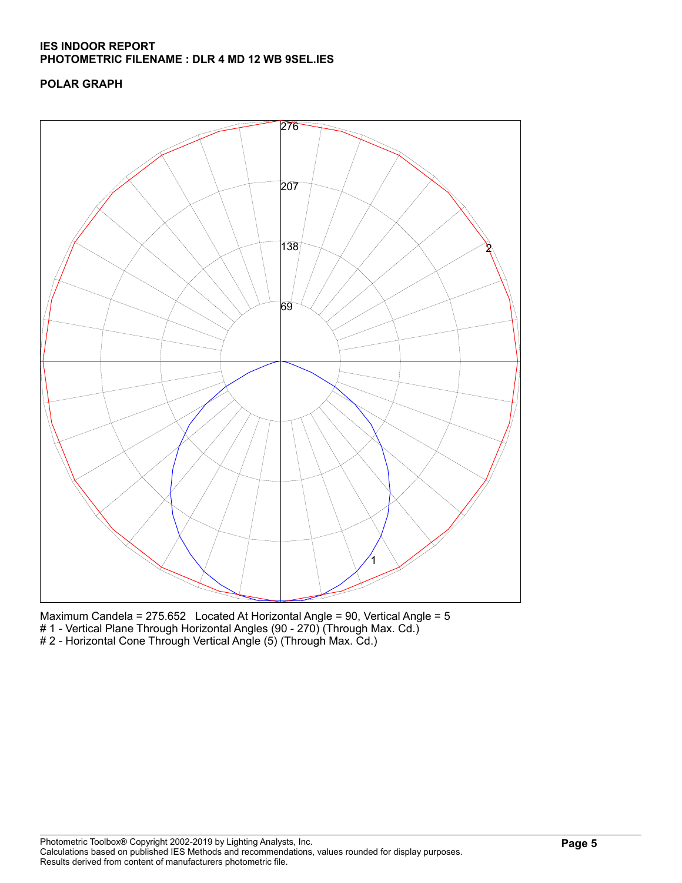**IES INDOOR REPORT**
**PHOTOMETRIC FILENAME : DLR 4 MD 12 WB 9SEL.IES**

**POLAR GRAPH**

276
207
138
69
2
1

Maximum Candela = 275.652 Located At Horizontal Angle = 90, Vertical Angle = 5
# 1 - Vertical Plane Through Horizontal Angles (90 - 270) (Through Max. Cd.)
# 2 - Horizontal Cone Through Vertical Angle (5) (Through Max. Cd.)

Photometric Toolbox® Copyright 2002-2019 by Lighting Analysts, Inc.
Calculations based on published IES Methods and recommendations, values rounded for display purposes.
Results derived from content of manufacturers photometric file.